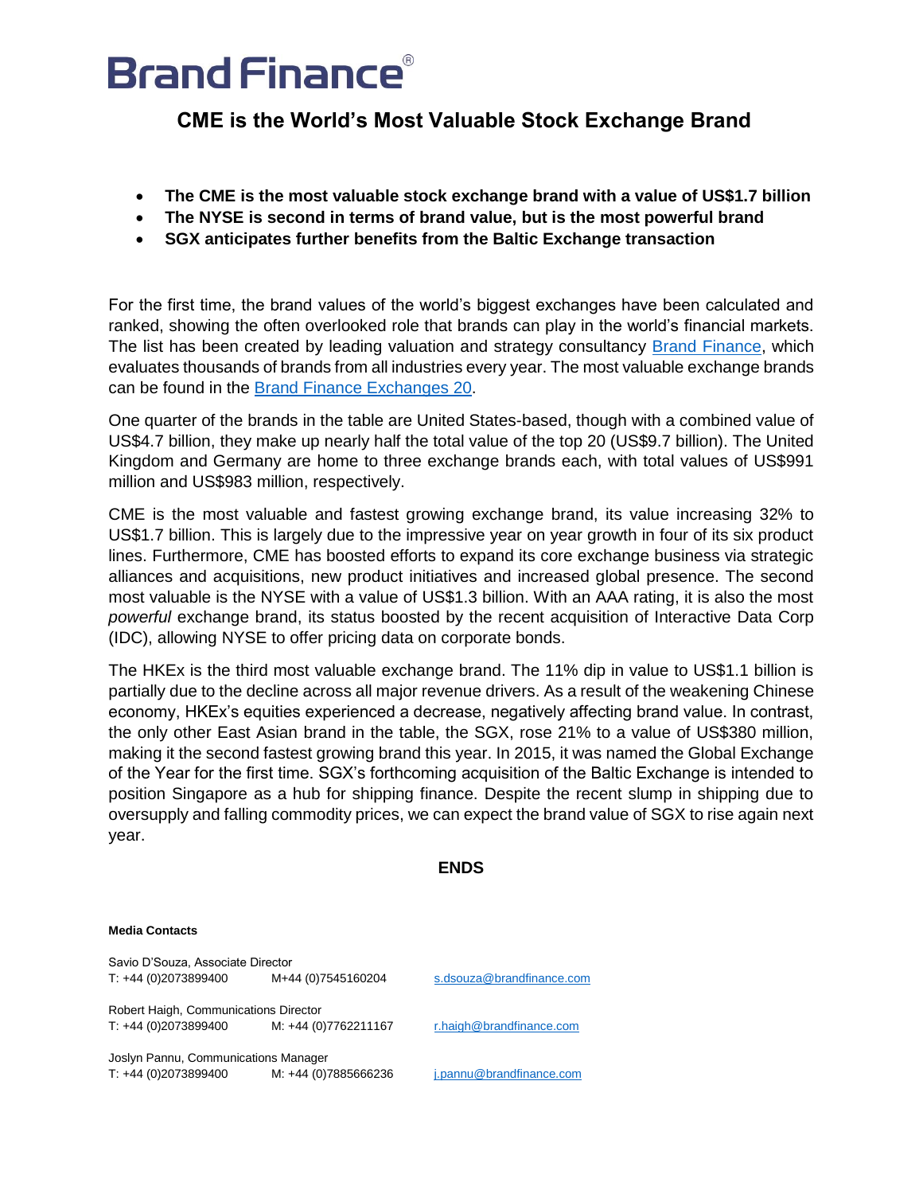# Brand Finance®

## CME is the World's Most Valuable Stock Exchange Brand

- **The CME is the most valuable stock exchange brand with a value of US$1.7 billion**
- **The NYSE is second in terms of brand value, but is the most powerful brand**
- **SGX anticipates further benefits from the Baltic Exchange transaction**

For the first time, the brand values of the world's biggest exchanges have been calculated and ranked, showing the often overlooked role that brands can play in the world's financial markets. The list has been created by leading valuation and strategy consultancy Brand Finance, which evaluates thousands of brands from all industries every year. The most valuable exchange brands can be found in the Brand Finance Exchanges 20.

One quarter of the brands in the table are United States-based, though with a combined value of US$4.7 billion, they make up nearly half the total value of the top 20 (US$9.7 billion). The United Kingdom and Germany are home to three exchange brands each, with total values of US$991 million and US$983 million, respectively.

CME is the most valuable and fastest growing exchange brand, its value increasing 32% to US$1.7 billion. This is largely due to the impressive year on year growth in four of its six product lines. Furthermore, CME has boosted efforts to expand its core exchange business via strategic alliances and acquisitions, new product initiatives and increased global presence. The second most valuable is the NYSE with a value of US$1.3 billion. With an AAA rating, it is also the most *powerful* exchange brand, its status boosted by the recent acquisition of Interactive Data Corp (IDC), allowing NYSE to offer pricing data on corporate bonds.

The HKEx is the third most valuable exchange brand. The 11% dip in value to US$1.1 billion is partially due to the decline across all major revenue drivers. As a result of the weakening Chinese economy, HKEx's equities experienced a decrease, negatively affecting brand value. In contrast, the only other East Asian brand in the table, the SGX, rose 21% to a value of US$380 million, making it the second fastest growing brand this year. In 2015, it was named the Global Exchange of the Year for the first time. SGX's forthcoming acquisition of the Baltic Exchange is intended to position Singapore as a hub for shipping finance. Despite the recent slump in shipping due to oversupply and falling commodity prices, we can expect the brand value of SGX to rise again next year.

**ENDS**

**Media Contacts**

Savio D'Souza, Associate Director
T: +44 (0)2073899400 M+44 (0)7545160204 s.dsouza@brandfinance.com

Robert Haigh, Communications Director
T: +44 (0)2073899400 M: +44 (0)7762211167 r.haigh@brandfinance.com

Joslyn Pannu, Communications Manager
T: +44 (0)2073899400 M: +44 (0)7885666236 j.pannu@brandfinance.com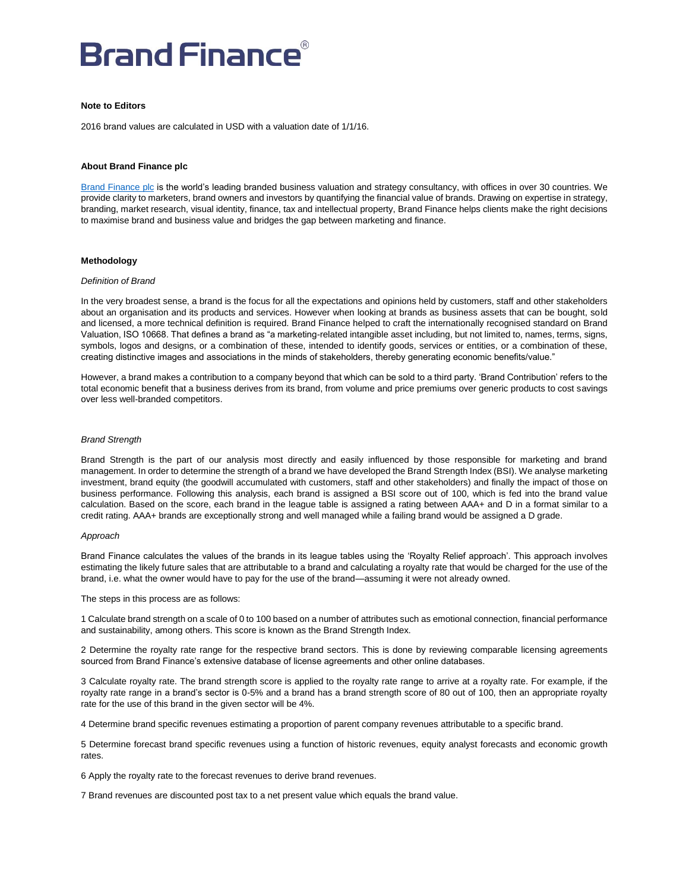# Brand Finance®

**Note to Editors**

2016 brand values are calculated in USD with a valuation date of 1/1/16.

**About Brand Finance plc**

Brand Finance plc is the world's leading branded business valuation and strategy consultancy, with offices in over 30 countries. We provide clarity to marketers, brand owners and investors by quantifying the financial value of brands. Drawing on expertise in strategy, branding, market research, visual identity, finance, tax and intellectual property, Brand Finance helps clients make the right decisions to maximise brand and business value and bridges the gap between marketing and finance.

**Methodology**

*Definition of Brand*

In the very broadest sense, a brand is the focus for all the expectations and opinions held by customers, staff and other stakeholders about an organisation and its products and services. However when looking at brands as business assets that can be bought, sold and licensed, a more technical definition is required. Brand Finance helped to craft the internationally recognised standard on Brand Valuation, ISO 10668. That defines a brand as "a marketing-related intangible asset including, but not limited to, names, terms, signs, symbols, logos and designs, or a combination of these, intended to identify goods, services or entities, or a combination of these, creating distinctive images and associations in the minds of stakeholders, thereby generating economic benefits/value."

However, a brand makes a contribution to a company beyond that which can be sold to a third party. 'Brand Contribution' refers to the total economic benefit that a business derives from its brand, from volume and price premiums over generic products to cost savings over less well-branded competitors.

*Brand Strength*

Brand Strength is the part of our analysis most directly and easily influenced by those responsible for marketing and brand management. In order to determine the strength of a brand we have developed the Brand Strength Index (BSI). We analyse marketing investment, brand equity (the goodwill accumulated with customers, staff and other stakeholders) and finally the impact of those on business performance. Following this analysis, each brand is assigned a BSI score out of 100, which is fed into the brand value calculation. Based on the score, each brand in the league table is assigned a rating between AAA+ and D in a format similar to a credit rating. AAA+ brands are exceptionally strong and well managed while a failing brand would be assigned a D grade.

*Approach*

Brand Finance calculates the values of the brands in its league tables using the 'Royalty Relief approach'. This approach involves estimating the likely future sales that are attributable to a brand and calculating a royalty rate that would be charged for the use of the brand, i.e. what the owner would have to pay for the use of the brand—assuming it were not already owned.

The steps in this process are as follows:

1 Calculate brand strength on a scale of 0 to 100 based on a number of attributes such as emotional connection, financial performance and sustainability, among others. This score is known as the Brand Strength Index.

2 Determine the royalty rate range for the respective brand sectors. This is done by reviewing comparable licensing agreements sourced from Brand Finance's extensive database of license agreements and other online databases.

3 Calculate royalty rate. The brand strength score is applied to the royalty rate range to arrive at a royalty rate. For example, if the royalty rate range in a brand's sector is 0-5% and a brand has a brand strength score of 80 out of 100, then an appropriate royalty rate for the use of this brand in the given sector will be 4%.

4 Determine brand specific revenues estimating a proportion of parent company revenues attributable to a specific brand.

5 Determine forecast brand specific revenues using a function of historic revenues, equity analyst forecasts and economic growth rates.

6 Apply the royalty rate to the forecast revenues to derive brand revenues.

7 Brand revenues are discounted post tax to a net present value which equals the brand value.